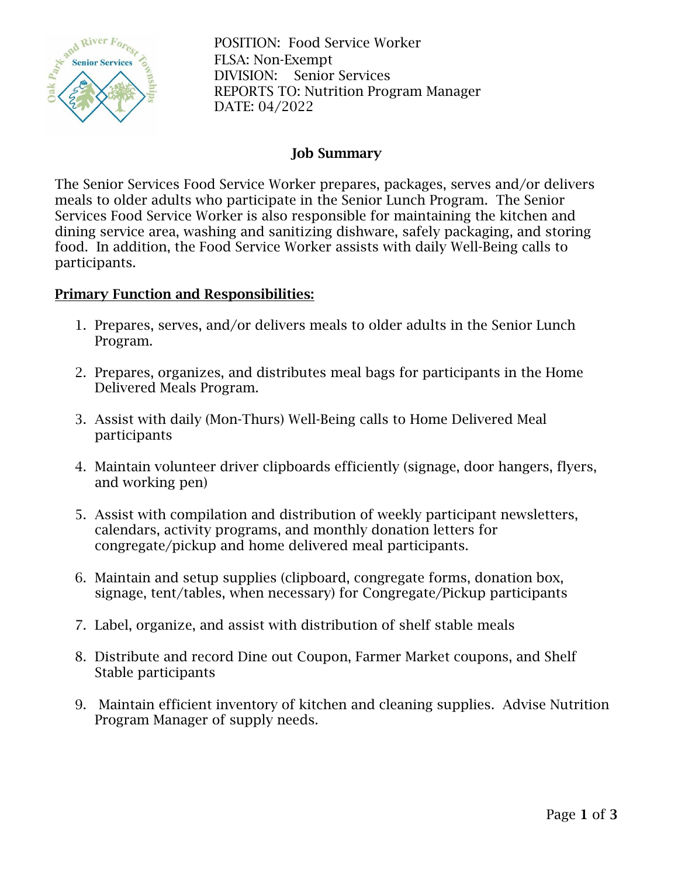POSITION: Food Service Worker
FLSA: Non-Exempt
DIVISION: Senior Services
REPORTS TO: Nutrition Program Manager
DATE: 04/2022

## Job Summary

The Senior Services Food Service Worker prepares, packages, serves and/or delivers meals to older adults who participate in the Senior Lunch Program. The Senior Services Food Service Worker is also responsible for maintaining the kitchen and dining service area, washing and sanitizing dishware, safely packaging, and storing food. In addition, the Food Service Worker assists with daily Well-Being calls to participants.

### Primary Function and Responsibilities:

1. Prepares, serves, and/or delivers meals to older adults in the Senior Lunch Program.
2. Prepares, organizes, and distributes meal bags for participants in the Home Delivered Meals Program.
3. Assist with daily (Mon-Thurs) Well-Being calls to Home Delivered Meal participants
4. Maintain volunteer driver clipboards efficiently (signage, door hangers, flyers, and working pen)
5. Assist with compilation and distribution of weekly participant newsletters, calendars, activity programs, and monthly donation letters for congregate/pickup and home delivered meal participants.
6. Maintain and setup supplies (clipboard, congregate forms, donation box, signage, tent/tables, when necessary) for Congregate/Pickup participants
7. Label, organize, and assist with distribution of shelf stable meals
8. Distribute and record Dine out Coupon, Farmer Market coupons, and Shelf Stable participants
9. Maintain efficient inventory of kitchen and cleaning supplies. Advise Nutrition Program Manager of supply needs.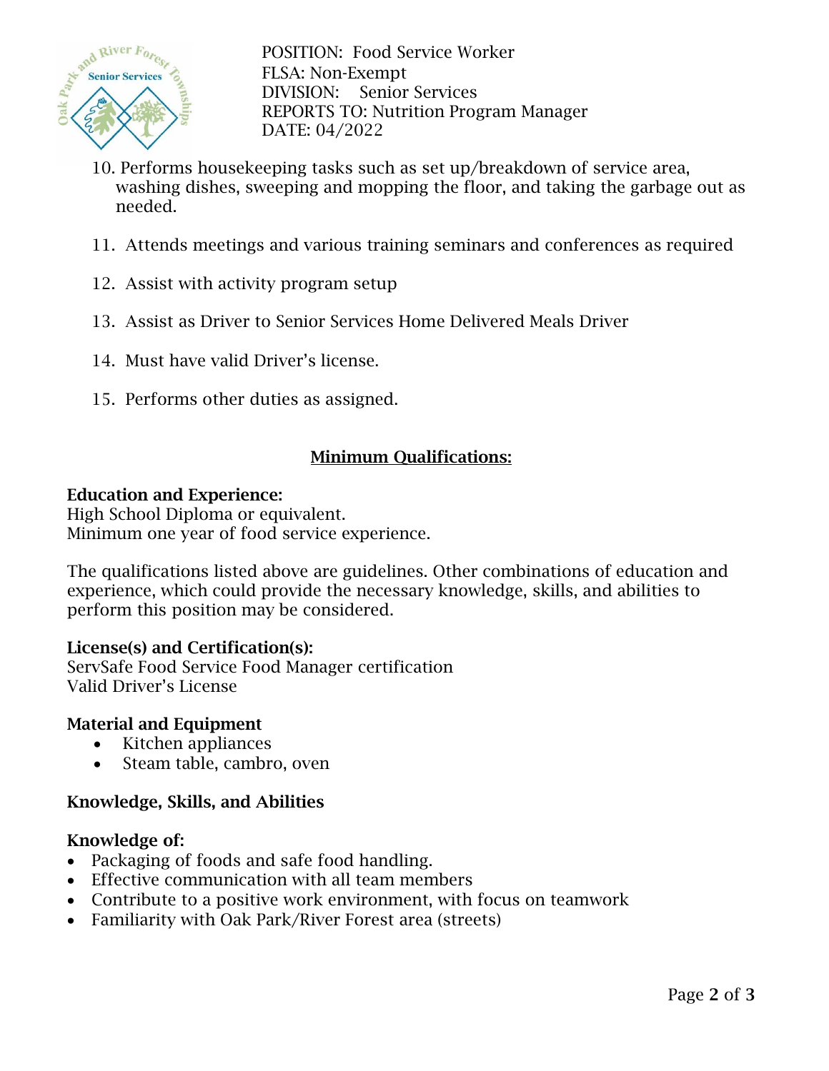POSITION: Food Service Worker
FLSA: Non-Exempt
DIVISION: Senior Services
REPORTS TO: Nutrition Program Manager
DATE: 04/2022

10. Performs housekeeping tasks such as set up/breakdown of service area, washing dishes, sweeping and mopping the floor, and taking the garbage out as needed.
11. Attends meetings and various training seminars and conferences as required
12. Assist with activity program setup
13. Assist as Driver to Senior Services Home Delivered Meals Driver
14. Must have valid Driver's license.
15. Performs other duties as assigned.

## Minimum Qualifications:

**Education and Experience:**
High School Diploma or equivalent.
Minimum one year of food service experience.

The qualifications listed above are guidelines. Other combinations of education and experience, which could provide the necessary knowledge, skills, and abilities to perform this position may be considered.

**License(s) and Certification(s):**
ServSafe Food Service Food Manager certification
Valid Driver's License

**Material and Equipment**

- Kitchen appliances
- Steam table, cambro, oven

**Knowledge, Skills, and Abilities**

**Knowledge of:**

- Packaging of foods and safe food handling.
- Effective communication with all team members
- Contribute to a positive work environment, with focus on teamwork
- Familiarity with Oak Park/River Forest area (streets)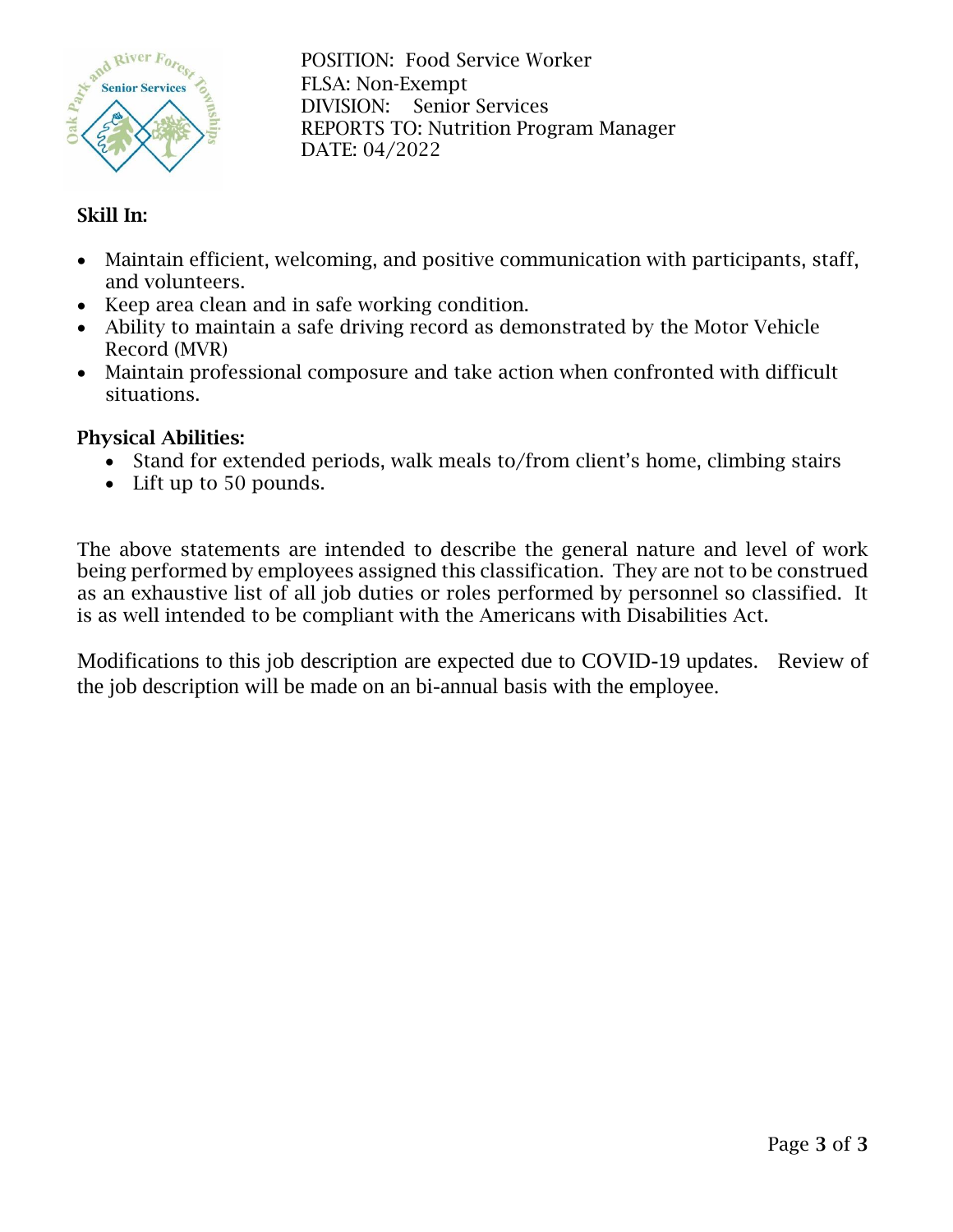POSITION: Food Service Worker
FLSA: Non-Exempt
DIVISION: Senior Services
REPORTS TO: Nutrition Program Manager
DATE: 04/2022

**Skill In:**

- Maintain efficient, welcoming, and positive communication with participants, staff, and volunteers.
- Keep area clean and in safe working condition.
- Ability to maintain a safe driving record as demonstrated by the Motor Vehicle Record (MVR)
- Maintain professional composure and take action when confronted with difficult situations.

**Physical Abilities:**

- Stand for extended periods, walk meals to/from client's home, climbing stairs
- Lift up to 50 pounds.

The above statements are intended to describe the general nature and level of work being performed by employees assigned this classification. They are not to be construed as an exhaustive list of all job duties or roles performed by personnel so classified. It is as well intended to be compliant with the Americans with Disabilities Act.

Modifications to this job description are expected due to COVID-19 updates. Review of the job description will be made on an bi-annual basis with the employee.